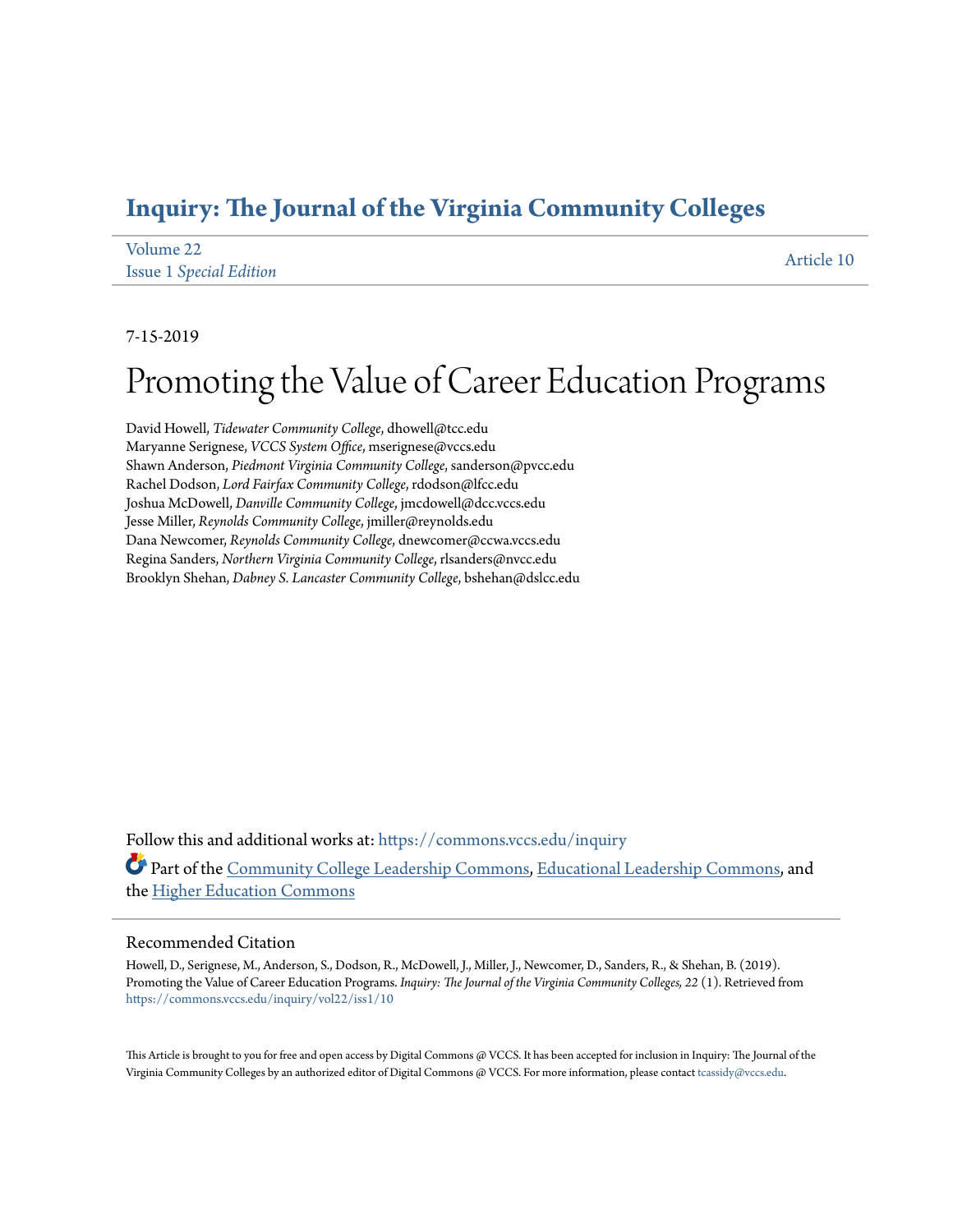# Inquiry: The Journal of the Virginia Community Colleges

Volume 22
Issue 1 *Special Edition*

Article 10

7-15-2019

# Promoting the Value of Career Education Programs

David Howell, *Tidewater Community College*, dhowell@tcc.edu
Maryanne Serignese, *VCCS System Office*, mserignese@vccs.edu
Shawn Anderson, *Piedmont Virginia Community College*, sanderson@pvcc.edu
Rachel Dodson, *Lord Fairfax Community College*, rdodson@lfcc.edu
Joshua McDowell, *Danville Community College*, jmcdowell@dcc.vccs.edu
Jesse Miller, *Reynolds Community College*, jmiller@reynolds.edu
Dana Newcomer, *Reynolds Community College*, dnewcomer@ccwa.vccs.edu
Regina Sanders, *Northern Virginia Community College*, rlsanders@nvcc.edu
Brooklyn Shehan, *Dabney S. Lancaster Community College*, bshehan@dslcc.edu

Follow this and additional works at: https://commons.vccs.edu/inquiry

Part of the Community College Leadership Commons, Educational Leadership Commons, and the Higher Education Commons

## Recommended Citation

Howell, D., Serignese, M., Anderson, S., Dodson, R., McDowell, J., Miller, J., Newcomer, D., Sanders, R., & Shehan, B. (2019). Promoting the Value of Career Education Programs. *Inquiry: The Journal of the Virginia Community Colleges, 22* (1). Retrieved from https://commons.vccs.edu/inquiry/vol22/iss1/10

This Article is brought to you for free and open access by Digital Commons @ VCCS. It has been accepted for inclusion in Inquiry: The Journal of the Virginia Community Colleges by an authorized editor of Digital Commons @ VCCS. For more information, please contact tcassidy@vccs.edu.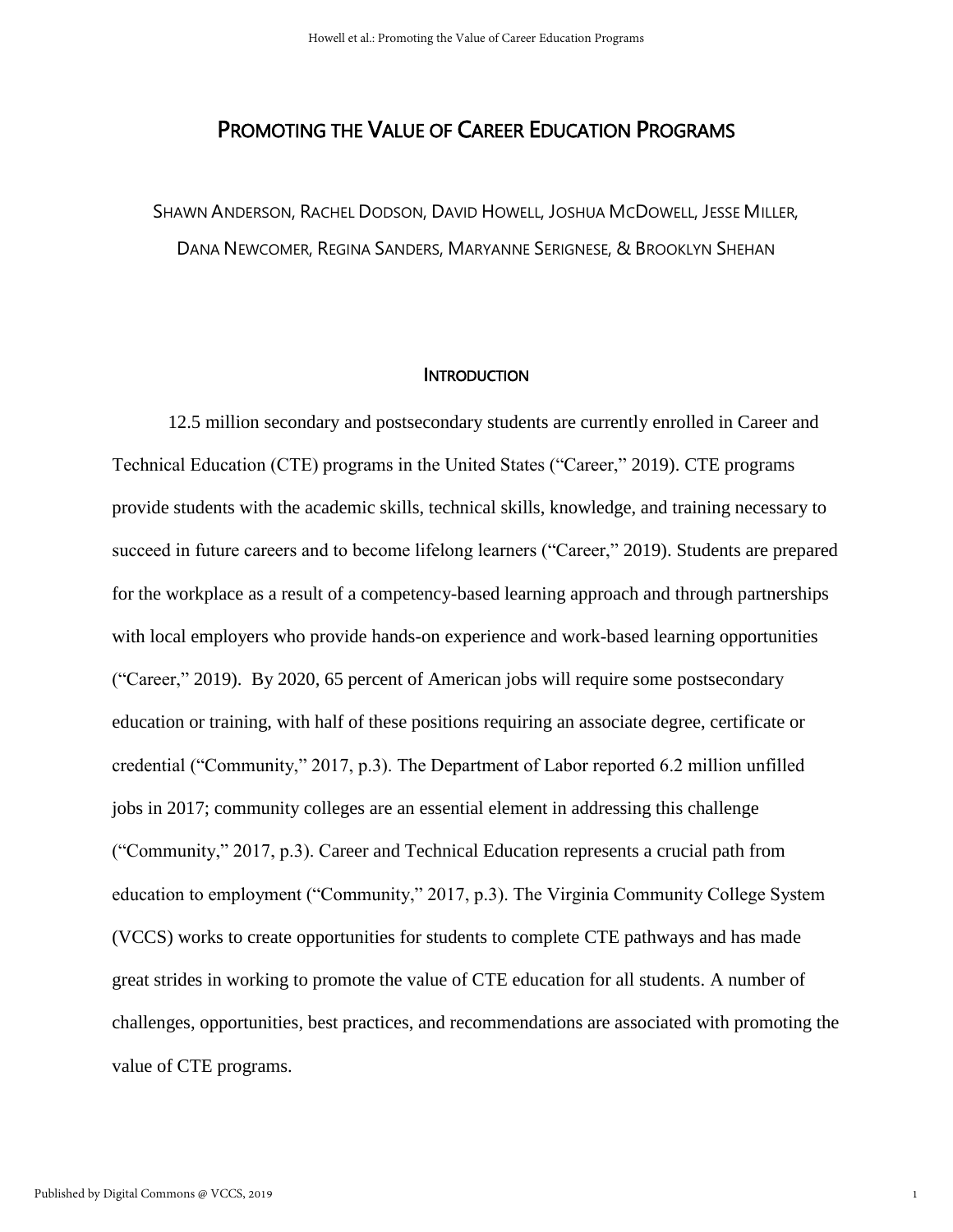# Promoting the Value of Career Education Programs

Shawn Anderson, Rachel Dodson, David Howell, Joshua McDowell, Jesse Miller, Dana Newcomer, Regina Sanders, Maryanne Serignese, & Brooklyn Shehan

## Introduction

12.5 million secondary and postsecondary students are currently enrolled in Career and Technical Education (CTE) programs in the United States ("Career," 2019). CTE programs provide students with the academic skills, technical skills, knowledge, and training necessary to succeed in future careers and to become lifelong learners ("Career," 2019). Students are prepared for the workplace as a result of a competency-based learning approach and through partnerships with local employers who provide hands-on experience and work-based learning opportunities ("Career," 2019). By 2020, 65 percent of American jobs will require some postsecondary education or training, with half of these positions requiring an associate degree, certificate or credential ("Community," 2017, p.3). The Department of Labor reported 6.2 million unfilled jobs in 2017; community colleges are an essential element in addressing this challenge ("Community," 2017, p.3). Career and Technical Education represents a crucial path from education to employment ("Community," 2017, p.3). The Virginia Community College System (VCCS) works to create opportunities for students to complete CTE pathways and has made great strides in working to promote the value of CTE education for all students. A number of challenges, opportunities, best practices, and recommendations are associated with promoting the value of CTE programs.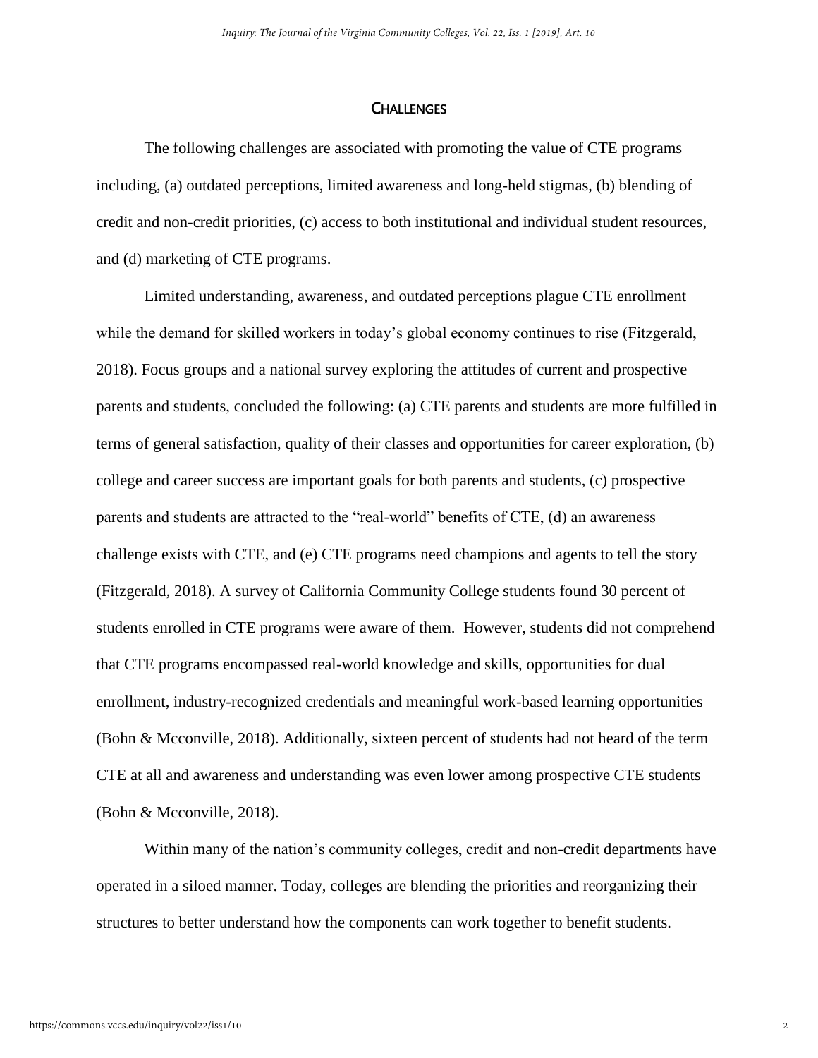## CHALLENGES

The following challenges are associated with promoting the value of CTE programs including, (a) outdated perceptions, limited awareness and long-held stigmas, (b) blending of credit and non-credit priorities, (c) access to both institutional and individual student resources, and (d) marketing of CTE programs.

Limited understanding, awareness, and outdated perceptions plague CTE enrollment while the demand for skilled workers in today's global economy continues to rise (Fitzgerald, 2018). Focus groups and a national survey exploring the attitudes of current and prospective parents and students, concluded the following: (a) CTE parents and students are more fulfilled in terms of general satisfaction, quality of their classes and opportunities for career exploration, (b) college and career success are important goals for both parents and students, (c) prospective parents and students are attracted to the "real-world" benefits of CTE, (d) an awareness challenge exists with CTE, and (e) CTE programs need champions and agents to tell the story (Fitzgerald, 2018). A survey of California Community College students found 30 percent of students enrolled in CTE programs were aware of them. However, students did not comprehend that CTE programs encompassed real-world knowledge and skills, opportunities for dual enrollment, industry-recognized credentials and meaningful work-based learning opportunities (Bohn & Mcconville, 2018). Additionally, sixteen percent of students had not heard of the term CTE at all and awareness and understanding was even lower among prospective CTE students (Bohn & Mcconville, 2018).

Within many of the nation's community colleges, credit and non-credit departments have operated in a siloed manner. Today, colleges are blending the priorities and reorganizing their structures to better understand how the components can work together to benefit students.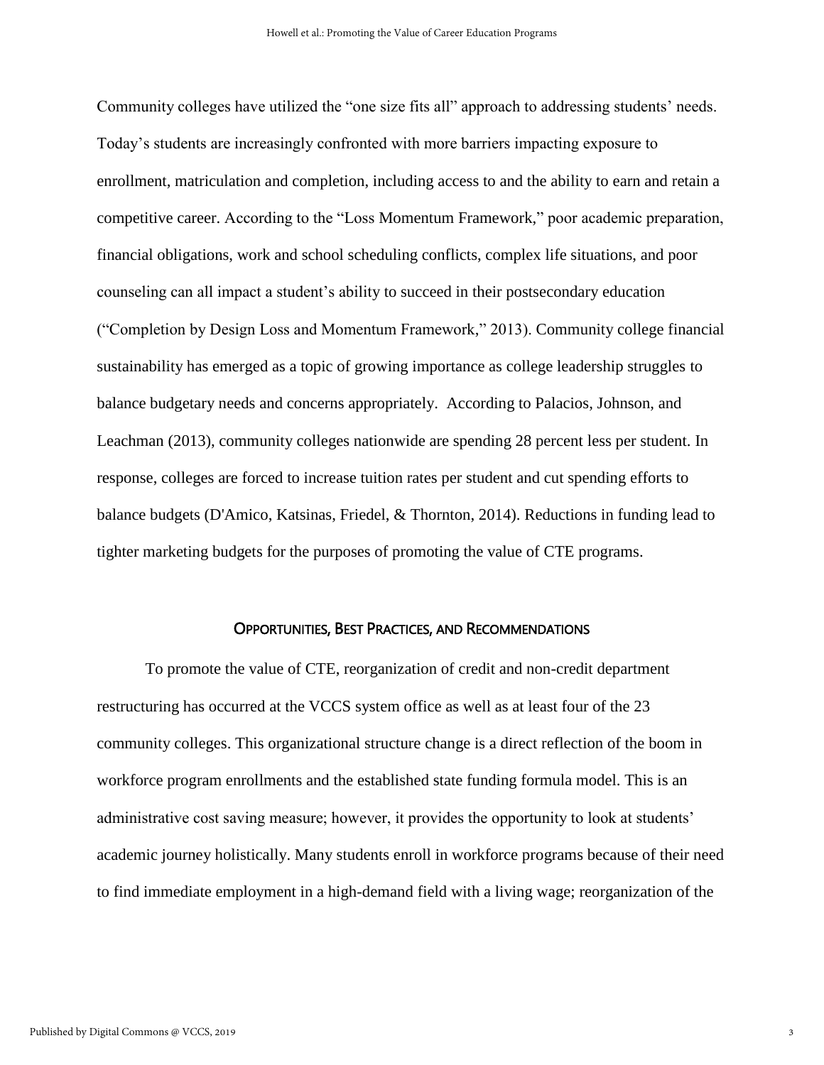Community colleges have utilized the "one size fits all" approach to addressing students' needs. Today's students are increasingly confronted with more barriers impacting exposure to enrollment, matriculation and completion, including access to and the ability to earn and retain a competitive career. According to the "Loss Momentum Framework," poor academic preparation, financial obligations, work and school scheduling conflicts, complex life situations, and poor counseling can all impact a student's ability to succeed in their postsecondary education ("Completion by Design Loss and Momentum Framework," 2013). Community college financial sustainability has emerged as a topic of growing importance as college leadership struggles to balance budgetary needs and concerns appropriately. According to Palacios, Johnson, and Leachman (2013), community colleges nationwide are spending 28 percent less per student. In response, colleges are forced to increase tuition rates per student and cut spending efforts to balance budgets (D'Amico, Katsinas, Friedel, & Thornton, 2014). Reductions in funding lead to tighter marketing budgets for the purposes of promoting the value of CTE programs.

## Opportunities, Best Practices, and Recommendations

To promote the value of CTE, reorganization of credit and non-credit department restructuring has occurred at the VCCS system office as well as at least four of the 23 community colleges. This organizational structure change is a direct reflection of the boom in workforce program enrollments and the established state funding formula model. This is an administrative cost saving measure; however, it provides the opportunity to look at students' academic journey holistically. Many students enroll in workforce programs because of their need to find immediate employment in a high-demand field with a living wage; reorganization of the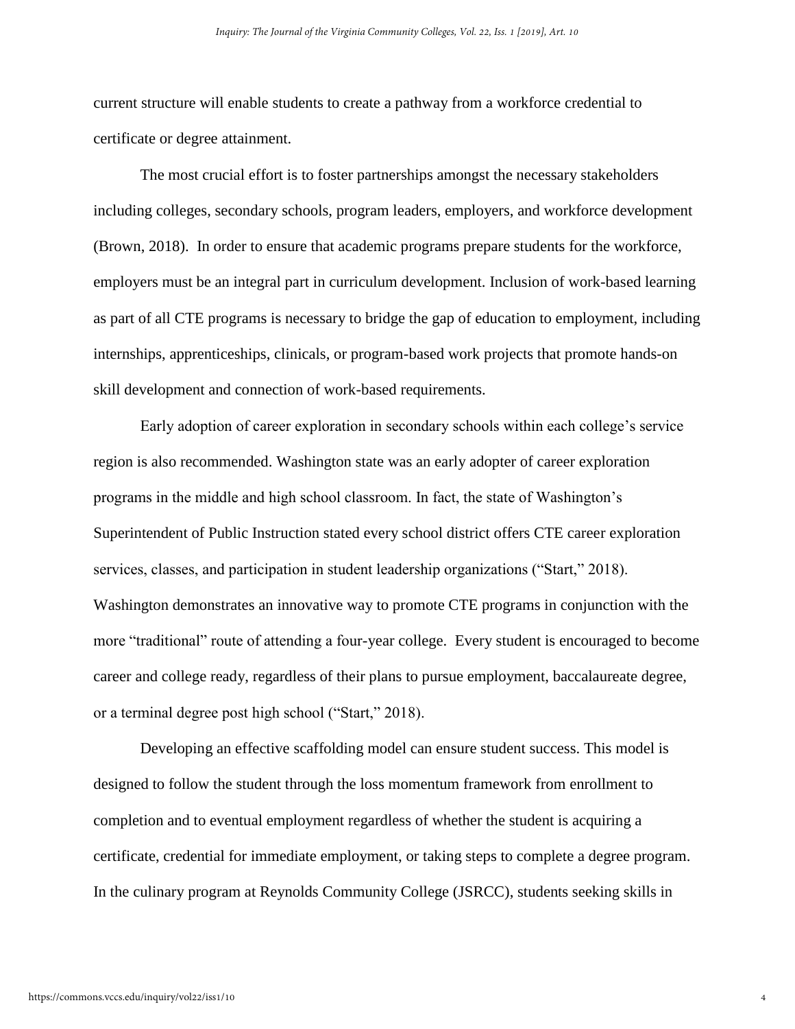current structure will enable students to create a pathway from a workforce credential to certificate or degree attainment.

The most crucial effort is to foster partnerships amongst the necessary stakeholders including colleges, secondary schools, program leaders, employers, and workforce development (Brown, 2018). In order to ensure that academic programs prepare students for the workforce, employers must be an integral part in curriculum development. Inclusion of work-based learning as part of all CTE programs is necessary to bridge the gap of education to employment, including internships, apprenticeships, clinicals, or program-based work projects that promote hands-on skill development and connection of work-based requirements.

Early adoption of career exploration in secondary schools within each college's service region is also recommended. Washington state was an early adopter of career exploration programs in the middle and high school classroom. In fact, the state of Washington's Superintendent of Public Instruction stated every school district offers CTE career exploration services, classes, and participation in student leadership organizations ("Start," 2018). Washington demonstrates an innovative way to promote CTE programs in conjunction with the more "traditional" route of attending a four-year college. Every student is encouraged to become career and college ready, regardless of their plans to pursue employment, baccalaureate degree, or a terminal degree post high school ("Start," 2018).

Developing an effective scaffolding model can ensure student success. This model is designed to follow the student through the loss momentum framework from enrollment to completion and to eventual employment regardless of whether the student is acquiring a certificate, credential for immediate employment, or taking steps to complete a degree program. In the culinary program at Reynolds Community College (JSRCC), students seeking skills in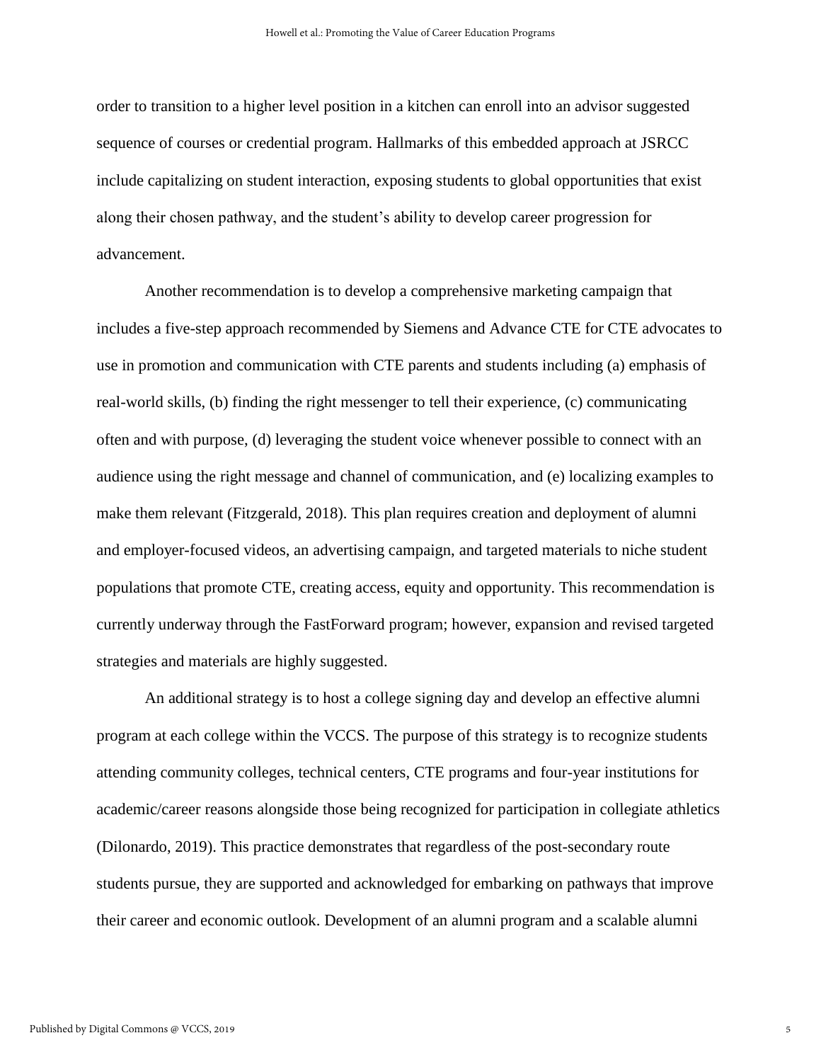order to transition to a higher level position in a kitchen can enroll into an advisor suggested sequence of courses or credential program. Hallmarks of this embedded approach at JSRCC include capitalizing on student interaction, exposing students to global opportunities that exist along their chosen pathway, and the student's ability to develop career progression for advancement.

Another recommendation is to develop a comprehensive marketing campaign that includes a five-step approach recommended by Siemens and Advance CTE for CTE advocates to use in promotion and communication with CTE parents and students including (a) emphasis of real-world skills, (b) finding the right messenger to tell their experience, (c) communicating often and with purpose, (d) leveraging the student voice whenever possible to connect with an audience using the right message and channel of communication, and (e) localizing examples to make them relevant (Fitzgerald, 2018). This plan requires creation and deployment of alumni and employer-focused videos, an advertising campaign, and targeted materials to niche student populations that promote CTE, creating access, equity and opportunity. This recommendation is currently underway through the FastForward program; however, expansion and revised targeted strategies and materials are highly suggested.

An additional strategy is to host a college signing day and develop an effective alumni program at each college within the VCCS. The purpose of this strategy is to recognize students attending community colleges, technical centers, CTE programs and four-year institutions for academic/career reasons alongside those being recognized for participation in collegiate athletics (Dilonardo, 2019). This practice demonstrates that regardless of the post-secondary route students pursue, they are supported and acknowledged for embarking on pathways that improve their career and economic outlook. Development of an alumni program and a scalable alumni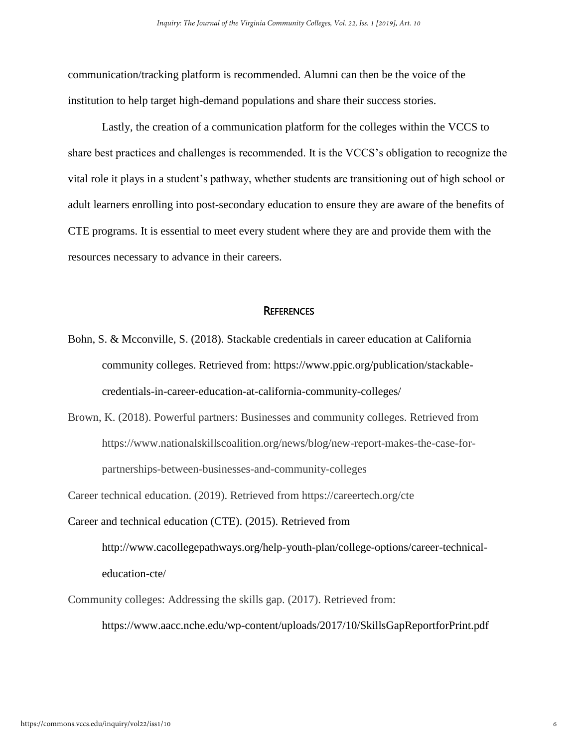communication/tracking platform is recommended. Alumni can then be the voice of the institution to help target high-demand populations and share their success stories.

Lastly, the creation of a communication platform for the colleges within the VCCS to share best practices and challenges is recommended. It is the VCCS's obligation to recognize the vital role it plays in a student's pathway, whether students are transitioning out of high school or adult learners enrolling into post-secondary education to ensure they are aware of the benefits of CTE programs. It is essential to meet every student where they are and provide them with the resources necessary to advance in their careers.

## References

Bohn, S. & Mcconville, S. (2018). Stackable credentials in career education at California community colleges. Retrieved from: https://www.ppic.org/publication/stackable-credentials-in-career-education-at-california-community-colleges/

Brown, K. (2018). Powerful partners: Businesses and community colleges. Retrieved from https://www.nationalskillscoalition.org/news/blog/new-report-makes-the-case-for-partnerships-between-businesses-and-community-colleges

Career technical education. (2019). Retrieved from https://careertech.org/cte

Career and technical education (CTE). (2015). Retrieved from http://www.cacollegepathways.org/help-youth-plan/college-options/career-technical-education-cte/

Community colleges: Addressing the skills gap. (2017). Retrieved from: https://www.aacc.nche.edu/wp-content/uploads/2017/10/SkillsGapReportforPrint.pdf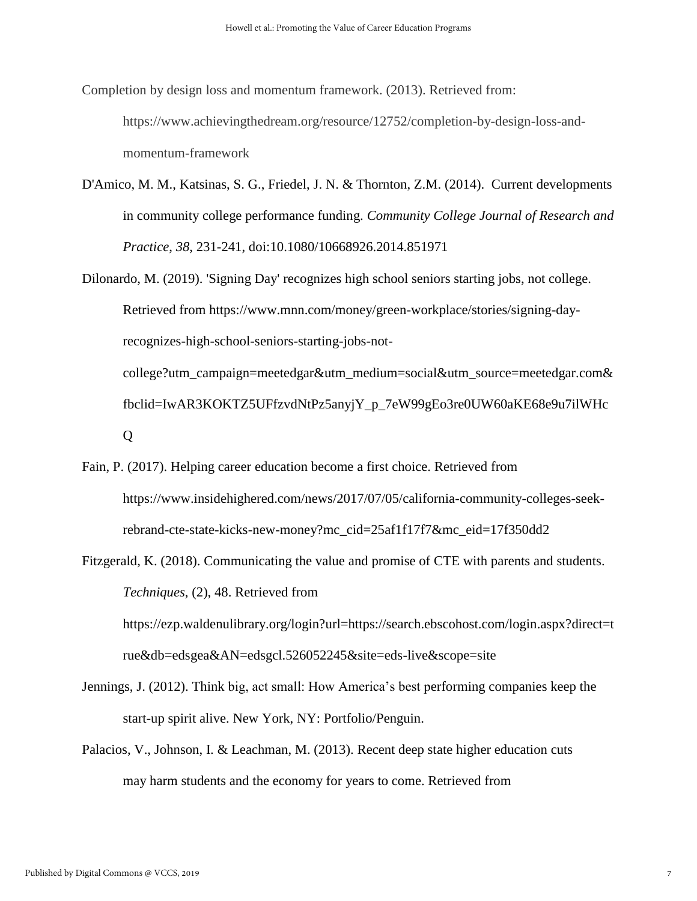Completion by design loss and momentum framework. (2013). Retrieved from: https://www.achievingthedream.org/resource/12752/completion-by-design-loss-and-momentum-framework

D'Amico, M. M., Katsinas, S. G., Friedel, J. N. & Thornton, Z.M. (2014). Current developments in community college performance funding. *Community College Journal of Research and Practice*, *38*, 231-241, doi:10.1080/10668926.2014.851971

Dilonardo, M. (2019). 'Signing Day' recognizes high school seniors starting jobs, not college. Retrieved from https://www.mnn.com/money/green-workplace/stories/signing-day-recognizes-high-school-seniors-starting-jobs-not-college?utm_campaign=meetedgar&utm_medium=social&utm_source=meetedgar.com&fbclid=IwAR3KOKTZ5UFfzvdNtPz5anyjY_p_7eW99gEo3re0UW60aKE68e9u7ilWHcQ

Fain, P. (2017). Helping career education become a first choice. Retrieved from https://www.insidehighered.com/news/2017/07/05/california-community-colleges-seek-rebrand-cte-state-kicks-new-money?mc_cid=25af1f17f7&mc_eid=17f350dd2

Fitzgerald, K. (2018). Communicating the value and promise of CTE with parents and students. *Techniques*, (2), 48. Retrieved from https://ezp.waldenulibrary.org/login?url=https://search.ebscohost.com/login.aspx?direct=true&db=edsgea&AN=edsgcl.526052245&site=eds-live&scope=site

Jennings, J. (2012). Think big, act small: How America's best performing companies keep the start-up spirit alive. New York, NY: Portfolio/Penguin.

Palacios, V., Johnson, I. & Leachman, M. (2013). Recent deep state higher education cuts may harm students and the economy for years to come. Retrieved from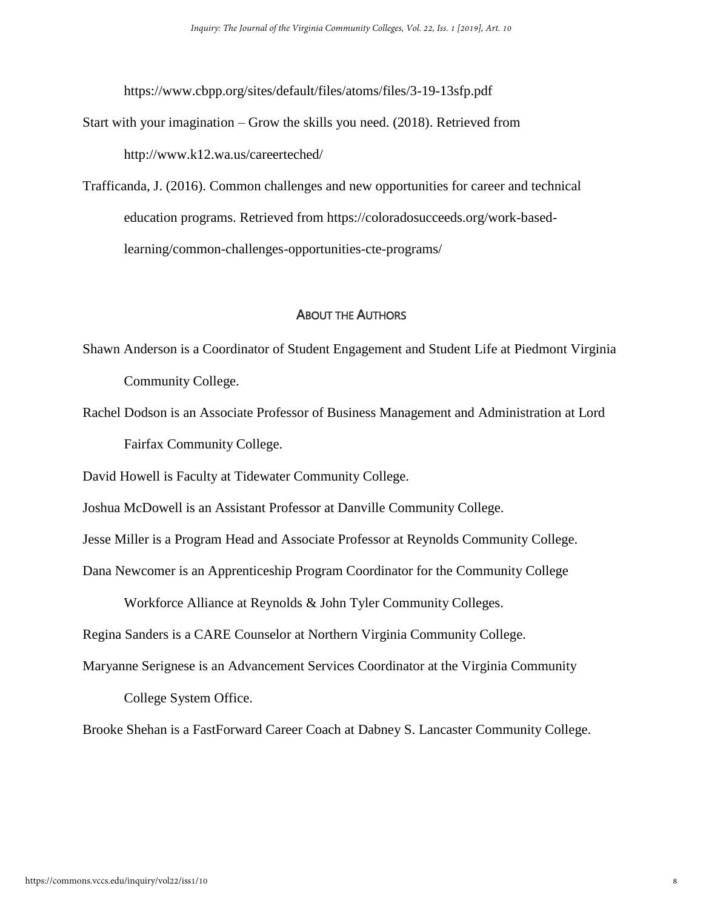https://www.cbpp.org/sites/default/files/atoms/files/3-19-13sfp.pdf

Start with your imagination – Grow the skills you need. (2018). Retrieved from http://www.k12.wa.us/careerteched/

Trafficanda, J. (2016). Common challenges and new opportunities for career and technical education programs. Retrieved from https://coloradosucceeds.org/work-based-learning/common-challenges-opportunities-cte-programs/

## About the Authors

Shawn Anderson is a Coordinator of Student Engagement and Student Life at Piedmont Virginia Community College.

Rachel Dodson is an Associate Professor of Business Management and Administration at Lord Fairfax Community College.

David Howell is Faculty at Tidewater Community College.

Joshua McDowell is an Assistant Professor at Danville Community College.

Jesse Miller is a Program Head and Associate Professor at Reynolds Community College.

Dana Newcomer is an Apprenticeship Program Coordinator for the Community College Workforce Alliance at Reynolds & John Tyler Community Colleges.

Regina Sanders is a CARE Counselor at Northern Virginia Community College.

Maryanne Serignese is an Advancement Services Coordinator at the Virginia Community College System Office.

Brooke Shehan is a FastForward Career Coach at Dabney S. Lancaster Community College.